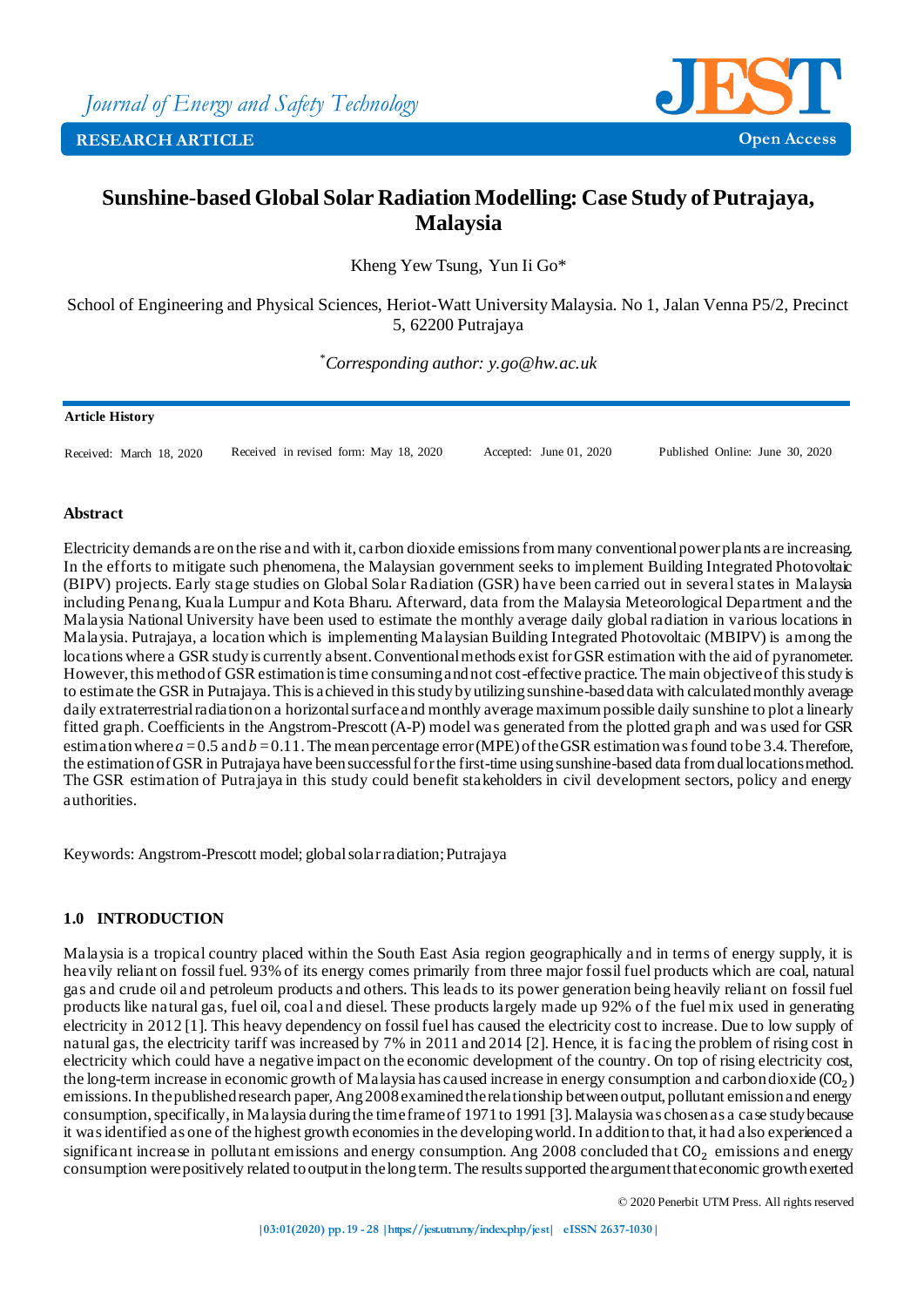Journal of Energy and Safety Technology

RESEARCH ARTICLE

Open Access

# Sunshine-based Global Solar Radiation Modelling: Case Study of Putrajaya, Malaysia

Kheng Yew Tsung, Yun Ii Go*

School of Engineering and Physical Sciences, Heriot-Watt University Malaysia. No 1, Jalan Venna P5/2, Precinct 5, 62200 Putrajaya

*Corresponding author: y.go@hw.ac.uk

**Article History**

Received: March 18, 2020 Received in revised form: May 18, 2020 Accepted: June 01, 2020 Published Online: June 30, 2020

## Abstract

Electricity demands are on the rise and with it, carbon dioxide emissions from many conventional power plants are increasing. In the efforts to mitigate such phenomena, the Malaysian government seeks to implement Building Integrated Photovoltaic (BIPV) projects. Early stage studies on Global Solar Radiation (GSR) have been carried out in several states in Malaysia including Penang, Kuala Lumpur and Kota Bharu. Afterward, data from the Malaysia Meteorological Department and the Malaysia National University have been used to estimate the monthly average daily global radiation in various locations in Malaysia. Putrajaya, a location which is implementing Malaysian Building Integrated Photovoltaic (MBIPV) is among the locations where a GSR study is currently absent. Conventional methods exist for GSR estimation with the aid of pyranometer. However, this method of GSR estimation is time consuming and not cost-effective practice. The main objective of this study is to estimate the GSR in Putrajaya. This is achieved in this study by utilizing sunshine-based data with calculated monthly average daily extraterrestrial radiation on a horizontal surface and monthly average maximum possible daily sunshine to plot a linearly fitted graph. Coefficients in the Angstrom-Prescott (A-P) model was generated from the plotted graph and was used for GSR estimation where $a = 0.5$ and $b = 0.11$. The mean percentage error (MPE) of the GSR estimation was found to be 3.4. Therefore, the estimation of GSR in Putrajaya have been successful for the first-time using sunshine-based data from dual locations method. The GSR estimation of Putrajaya in this study could benefit stakeholders in civil development sectors, policy and energy authorities.

Keywords: Angstrom-Prescott model; global solar radiation; Putrajaya

## 1.0 INTRODUCTION

Malaysia is a tropical country placed within the South East Asia region geographically and in terms of energy supply, it is heavily reliant on fossil fuel. 93% of its energy comes primarily from three major fossil fuel products which are coal, natural gas and crude oil and petroleum products and others. This leads to its power generation being heavily reliant on fossil fuel products like natural gas, fuel oil, coal and diesel. These products largely made up 92% of the fuel mix used in generating electricity in 2012 [1]. This heavy dependency on fossil fuel has caused the electricity cost to increase. Due to low supply of natural gas, the electricity tariff was increased by 7% in 2011 and 2014 [2]. Hence, it is facing the problem of rising cost in electricity which could have a negative impact on the economic development of the country. On top of rising electricity cost, the long-term increase in economic growth of Malaysia has caused increase in energy consumption and carbon dioxide ($CO_2$) emissions. In the published research paper, Ang 2008 examined the relationship between output, pollutant emission and energy consumption, specifically, in Malaysia during the time frame of 1971 to 1991 [3]. Malaysia was chosen as a case study because it was identified as one of the highest growth economies in the developing world. In addition to that, it had also experienced a significant increase in pollutant emissions and energy consumption. Ang 2008 concluded that $CO_2$ emissions and energy consumption were positively related to output in the long term. The results supported the argument that economic growth exerted

© 2020 Penerbit UTM Press. All rights reserved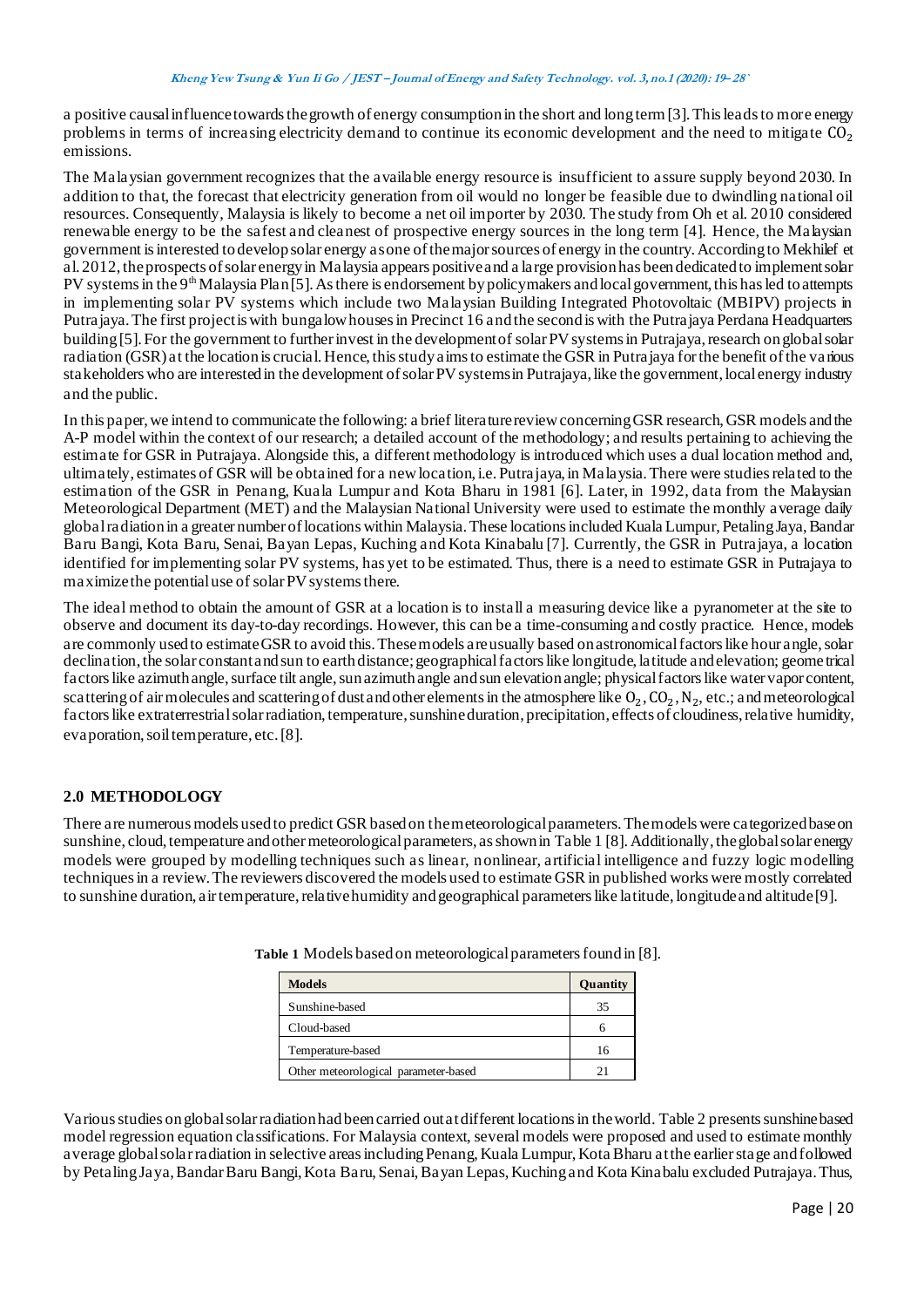a positive causal influence towards the growth of energy consumption in the short and long term [3]. This leads to more energy problems in terms of increasing electricity demand to continue its economic development and the need to mitigate $CO_2$ emissions.

The Malaysian government recognizes that the available energy resource is insufficient to assure supply beyond 2030. In addition to that, the forecast that electricity generation from oil would no longer be feasible due to dwindling national oil resources. Consequently, Malaysia is likely to become a net oil importer by 2030. The study from Oh et al. 2010 considered renewable energy to be the safest and cleanest of prospective energy sources in the long term [4]. Hence, the Malaysian government is interested to develop solar energy as one of the major sources of energy in the country. According to Mekhilef et al. 2012, the prospects of solar energy in Malaysia appears positive and a large provision has been dedicated to implement solar PV systems in the 9th Malaysia Plan [5]. As there is endorsement by policymakers and local government, this has led to attempts in implementing solar PV systems which include two Malaysian Building Integrated Photovoltaic (MBIPV) projects in Putrajaya. The first project is with bungalow houses in Precinct 16 and the second is with the Putrajaya Perdana Headquarters building [5]. For the government to further invest in the development of solar PV systems in Putrajaya, research on global solar radiation (GSR) at the location is crucial. Hence, this study aims to estimate the GSR in Putrajaya for the benefit of the various stakeholders who are interested in the development of solar PV systems in Putrajaya, like the government, local energy industry and the public.

In this paper, we intend to communicate the following: a brief literature review concerning GSR research, GSR models and the A-P model within the context of our research; a detailed account of the methodology; and results pertaining to achieving the estimate for GSR in Putrajaya. Alongside this, a different methodology is introduced which uses a dual location method and, ultimately, estimates of GSR will be obtained for a new location, i.e. Putrajaya, in Malaysia. There were studies related to the estimation of the GSR in Penang, Kuala Lumpur and Kota Bharu in 1981 [6]. Later, in 1992, data from the Malaysian Meteorological Department (MET) and the Malaysian National University were used to estimate the monthly average daily global radiation in a greater number of locations within Malaysia. These locations included Kuala Lumpur, Petaling Jaya, Bandar Baru Bangi, Kota Baru, Senai, Bayan Lepas, Kuching and Kota Kinabalu [7]. Currently, the GSR in Putrajaya, a location identified for implementing solar PV systems, has yet to be estimated. Thus, there is a need to estimate GSR in Putrajaya to maximize the potential use of solar PV systems there.

The ideal method to obtain the amount of GSR at a location is to install a measuring device like a pyranometer at the site to observe and document its day-to-day recordings. However, this can be a time-consuming and costly practice. Hence, models are commonly used to estimate GSR to avoid this. These models are usually based on astronomical factors like hour angle, solar declination, the solar constant and sun to earth distance; geographical factors like longitude, latitude and elevation; geometrical factors like azimuth angle, surface tilt angle, sun azimuth angle and sun elevation angle; physical factors like water vapor content, scattering of air molecules and scattering of dust and other elements in the atmosphere like $O_2$, $CO_2$, $N_2$, etc.; and meteorological factors like extraterrestrial solar radiation, temperature, sunshine duration, precipitation, effects of cloudiness, relative humidity, evaporation, soil temperature, etc. [8].

## 2.0 METHODOLOGY

There are numerous models used to predict GSR based on the meteorological parameters. The models were categorized base on sunshine, cloud, temperature and other meteorological parameters, as shown in Table 1 [8]. Additionally, the global solar energy models were grouped by modelling techniques such as linear, nonlinear, artificial intelligence and fuzzy logic modelling techniques in a review. The reviewers discovered the models used to estimate GSR in published works were mostly correlated to sunshine duration, air temperature, relative humidity and geographical parameters like latitude, longitude and altitude [9].

**Table 1** Models based on meteorological parameters found in [8].

| Models | Quantity |
|---|---|
| Sunshine-based | 35 |
| Cloud-based | 6 |
| Temperature-based | 16 |
| Other meteorological parameter-based | 21 |

Various studies on global solar radiation had been carried out at different locations in the world. Table 2 presents sunshine based model regression equation classifications. For Malaysia context, several models were proposed and used to estimate monthly average global solar radiation in selective areas including Penang, Kuala Lumpur, Kota Bharu at the earlier stage and followed by Petaling Jaya, Bandar Baru Bangi, Kota Baru, Senai, Bayan Lepas, Kuching and Kota Kinabalu excluded Putrajaya. Thus,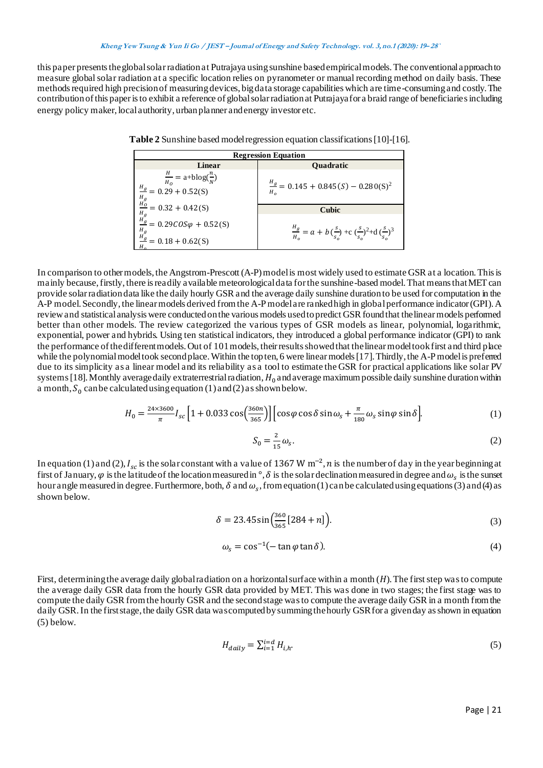this paper presents the global solar radiation at Putrajaya using sunshine based empirical models. The conventional approach to measure global solar radiation at a specific location relies on pyranometer or manual recording method on daily basis. These methods required high precision of measuring devices, big data storage capabilities which are time-consuming and costly. The contribution of this paper is to exhibit a reference of global solar radiation at Putrajaya for a braid range of beneficiaries including energy policy maker, local authority, urban planner and energy investor etc.

**Table 2** Sunshine based model regression equation classifications [10]-[16].

| Regression Equation | |
|---|---|
| **Linear** | **Quadratic** |
| $\frac{H}{H_o} = a + b\log(\frac{n}{N})$ <br> $\frac{H_g}{H_g} = 0.29 + 0.52(S)$ <br> $\frac{H_g}{H_O} = 0.32 + 0.42(S)$ <br> $\frac{H_g}{H_g} = 0.29COS\varphi + 0.52(S)$ <br> $\frac{H_g}{H_o} = 0.18 + 0.62(S)$ | $\frac{H_g}{H_o} = 0.145 + 0.845(S) - 0.280(S)^2$ <br> **Cubic** <br> $\frac{H_g}{H_o} = a + b(\frac{s}{s_o}) + c(\frac{s}{s_o})^2 + d(\frac{s}{s_o})^3$ |

In comparison to other models, the Angstrom-Prescott (A-P) model is most widely used to estimate GSR at a location. This is mainly because, firstly, there is readily available meteorological data for the sunshine-based model. That means that MET can provide solar radiation data like the daily hourly GSR and the average daily sunshine duration to be used for computation in the A-P model. Secondly, the linear models derived from the A-P model are ranked high in global performance indicator (GPI). A review and statistical analysis were conducted on the various models used to predict GSR found that the linear models performed better than other models. The review categorized the various types of GSR models as linear, polynomial, logarithmic, exponential, power and hybrids. Using ten statistical indicators, they introduced a global performance indicator (GPI) to rank the performance of the different models. Out of 101 models, their results showed that the linear model took first and third place while the polynomial model took second place. Within the top ten, 6 were linear models [17]. Thirdly, the A-P model is preferred due to its simplicity as a linear model and its reliability as a tool to estimate the GSR for practical applications like solar PV systems [18]. Monthly average daily extraterrestrial radiation, $H_0$ and average maximum possible daily sunshine duration within a month, $S_0$ can be calculated using equation (1) and (2) as shown below.

$$H_0 = \frac{24\times3600}{\pi} I_{sc}\left[1 + 0.033\cos\left(\frac{360n}{365}\right)\right]\left[\cos\varphi\cos\delta\sin\omega_s + \frac{\pi}{180}\omega_s\sin\varphi\sin\delta\right]. \tag{1}$$

$$S_0 = \frac{2}{15}\omega_s. \tag{2}$$

In equation (1) and (2), $I_{sc}$ is the solar constant with a value of 1367 W $m^{-2}$, $n$ is the number of day in the year beginning at first of January, $\varphi$ is the latitude of the location measured in °, $\delta$ is the solar declination measured in degree and $\omega_s$ is the sunset hour angle measured in degree. Furthermore, both, $\delta$ and $\omega_s$, from equation (1) can be calculated using equations (3) and (4) as shown below.

$$\delta = 23.45\sin\left(\frac{360}{365}[284 + n]\right). \tag{3}$$

$$\omega_s = \cos^{-1}(-\tan\varphi\tan\delta). \tag{4}$$

First, determining the average daily global radiation on a horizontal surface within a month ($H$). The first step was to compute the average daily GSR data from the hourly GSR data provided by MET. This was done in two stages; the first stage was to compute the daily GSR from the hourly GSR and the second stage was to compute the average daily GSR in a month from the daily GSR. In the first stage, the daily GSR data was computed by summing the hourly GSR for a given day as shown in equation (5) below.

$$H_{daily} = \sum_{i=1}^{i=d} H_{i,h}. \tag{5}$$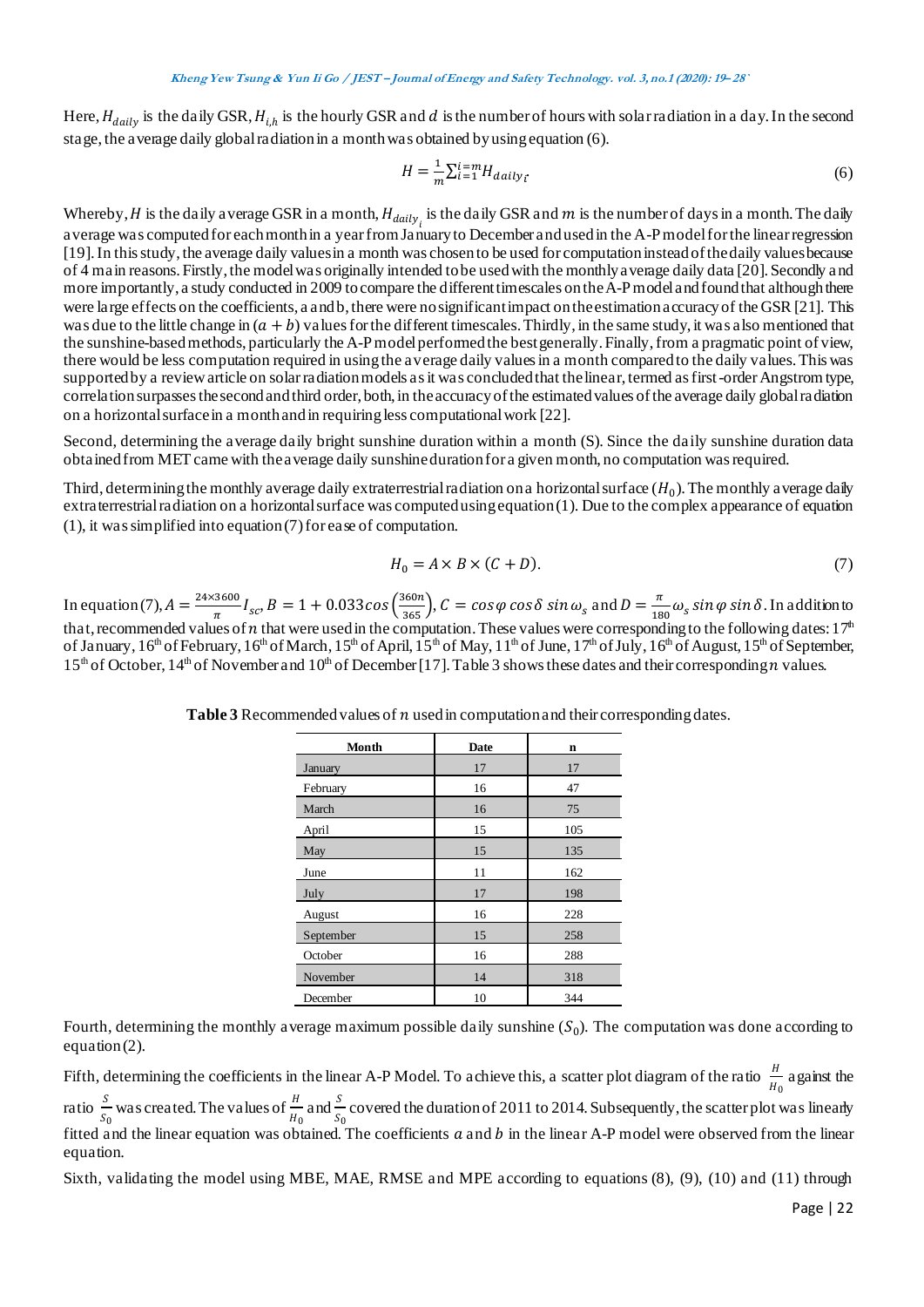Here, $H_{daily}$ is the daily GSR, $H_{i,h}$ is the hourly GSR and $d$ is the number of hours with solar radiation in a day. In the second stage, the average daily global radiation in a month was obtained by using equation (6).

$$H = \frac{1}{m}\sum_{i=1}^{i=m} H_{daily_i} \tag{6}$$

Whereby, $H$ is the daily average GSR in a month, $H_{daily_i}$ is the daily GSR and $m$ is the number of days in a month. The daily average was computed for each month in a year from January to December and used in the A-P model for the linear regression [19]. In this study, the average daily values in a month was chosen to be used for computation instead of the daily values because of 4 main reasons. Firstly, the model was originally intended to be used with the monthly average daily data [20]. Secondly and more importantly, a study conducted in 2009 to compare the different timescales on the A-P model and found that although there were large effects on the coefficients, a and b, there were no significant impact on the estimation accuracy of the GSR [21]. This was due to the little change in $(a + b)$ values for the different timescales. Thirdly, in the same study, it was also mentioned that the sunshine-based methods, particularly the A-P model performed the best generally. Finally, from a pragmatic point of view, there would be less computation required in using the average daily values in a month compared to the daily values. This was supported by a review article on solar radiation models as it was concluded that the linear, termed as first-order Angstrom type, correlation surpasses the second and third order, both, in the accuracy of the estimated values of the average daily global radiation on a horizontal surface in a month and in requiring less computational work [22].

Second, determining the average daily bright sunshine duration within a month (S). Since the daily sunshine duration data obtained from MET came with the average daily sunshine duration for a given month, no computation was required.

Third, determining the monthly average daily extraterrestrial radiation on a horizontal surface ($H_0$). The monthly average daily extraterrestrial radiation on a horizontal surface was computed using equation (1). Due to the complex appearance of equation (1), it was simplified into equation (7) for ease of computation.

$$H_0 = A \times B \times (C + D). \tag{7}$$

In equation (7), $A = \frac{24\times3600}{\pi} I_{sc}$, $B = 1 + 0.033\cos\left(\frac{360n}{365}\right)$, $C = \cos\varphi \cos\delta \sin\omega_s$ and $D = \frac{\pi}{180}\omega_s \sin\varphi \sin\delta$. In addition to that, recommended values of $n$ that were used in the computation. These values were corresponding to the following dates: 17th of January, 16th of February, 16th of March, 15th of April, 15th of May, 11th of June, 17th of July, 16th of August, 15th of September, 15th of October, 14th of November and 10th of December [17]. Table 3 shows these dates and their corresponding $n$ values.

**Table 3** Recommended values of $n$ used in computation and their corresponding dates.

| Month | Date | n |
|---|---|---|
| January | 17 | 17 |
| February | 16 | 47 |
| March | 16 | 75 |
| April | 15 | 105 |
| May | 15 | 135 |
| June | 11 | 162 |
| July | 17 | 198 |
| August | 16 | 228 |
| September | 15 | 258 |
| October | 16 | 288 |
| November | 14 | 318 |
| December | 10 | 344 |

Fourth, determining the monthly average maximum possible daily sunshine ($S_0$). The computation was done according to equation (2).

Fifth, determining the coefficients in the linear A-P Model. To achieve this, a scatter plot diagram of the ratio $\frac{H}{H_0}$ against the ratio $\frac{S}{S_0}$ was created. The values of $\frac{H}{H_0}$ and $\frac{S}{S_0}$ covered the duration of 2011 to 2014. Subsequently, the scatter plot was linearly fitted and the linear equation was obtained. The coefficients $a$ and $b$ in the linear A-P model were observed from the linear equation.

Sixth, validating the model using MBE, MAE, RMSE and MPE according to equations (8), (9), (10) and (11) through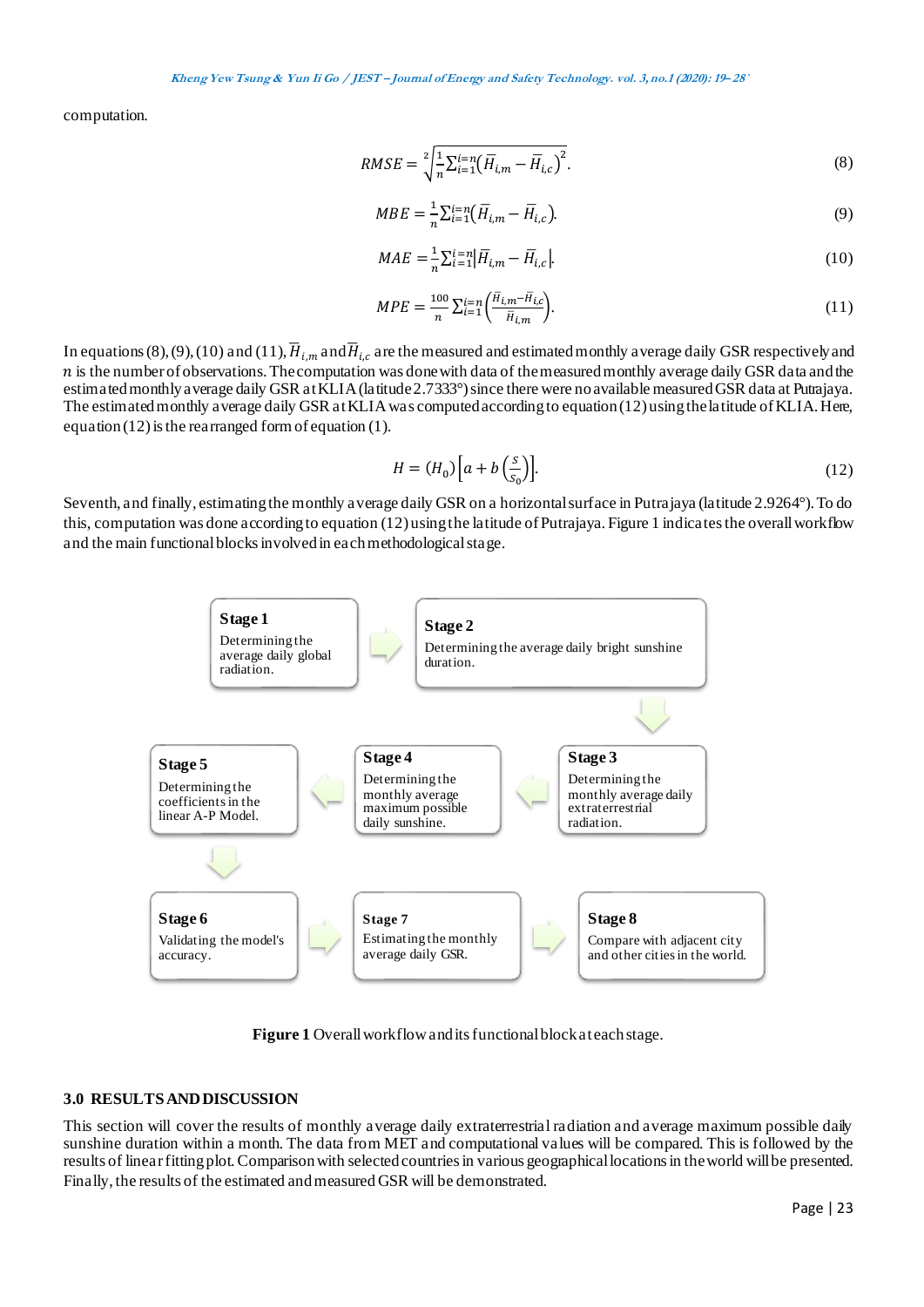computation.

$$RMSE = \sqrt[2]{\frac{1}{n}\sum_{i=1}^{i=n}\left(\bar{H}_{i,m} - \bar{H}_{i,c}\right)^2}. \tag{8}$$

$$MBE = \frac{1}{n}\sum_{i=1}^{i=n}\left(\bar{H}_{i,m} - \bar{H}_{i,c}\right). \tag{9}$$

$$MAE = \frac{1}{n}\sum_{i=1}^{i=n}\left|\bar{H}_{i,m} - \bar{H}_{i,c}\right|. \tag{10}$$

$$MPE = \frac{100}{n}\sum_{i=1}^{i=n}\left(\frac{\bar{H}_{i,m} - \bar{H}_{i,c}}{\bar{H}_{i,m}}\right). \tag{11}$$

In equations (8), (9), (10) and (11), $\bar{H}_{i,m}$ and $\bar{H}_{i,c}$ are the measured and estimated monthly average daily GSR respectively and $n$ is the number of observations. The computation was done with data of the measured monthly average daily GSR data and the estimated monthly average daily GSR at KLIA (latitude 2.7333°) since there were no available measured GSR data at Putrajaya. The estimated monthly average daily GSR at KLIA was computed according to equation (12) using the latitude of KLIA. Here, equation (12) is the rearranged form of equation (1).

$$H = (H_0)\left[a + b\left(\frac{S}{S_0}\right)\right]. \tag{12}$$

Seventh, and finally, estimating the monthly average daily GSR on a horizontal surface in Putrajaya (latitude 2.9264°). To do this, computation was done according to equation (12) using the latitude of Putrajaya. Figure 1 indicates the overall workflow and the main functional blocks involved in each methodological stage.

**Stage 1** Determining the average daily global radiation.

**Stage 2** Determining the average daily bright sunshine duration.

**Stage 3** Determining the monthly average daily extraterrestrial radiation.

**Stage 4** Determining the monthly average maximum possible daily sunshine.

**Stage 5** Determining the coefficients in the linear A-P Model.

**Stage 6** Validating the model's accuracy.

**Stage 7** Estimating the monthly average daily GSR.

**Stage 8** Compare with adjacent city and other cities in the world.

**Figure 1** Overall workflow and its functional block at each stage.

## 3.0 RESULTS AND DISCUSSION

This section will cover the results of monthly average daily extraterrestrial radiation and average maximum possible daily sunshine duration within a month. The data from MET and computational values will be compared. This is followed by the results of linear fitting plot. Comparison with selected countries in various geographical locations in the world will be presented. Finally, the results of the estimated and measured GSR will be demonstrated.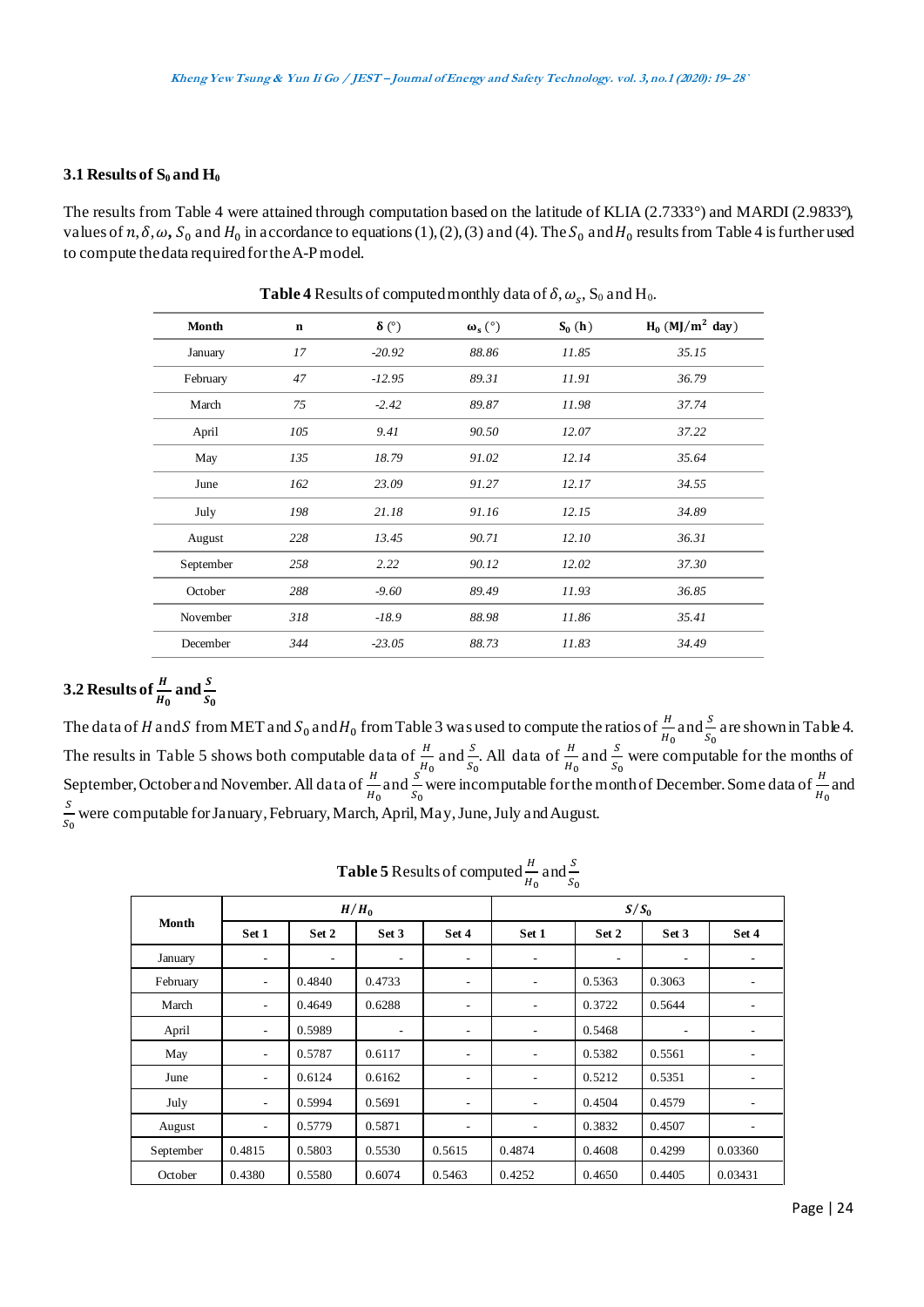### 3.1 Results of $S_0$ and $H_0$

The results from Table 4 were attained through computation based on the latitude of KLIA (2.7333°) and MARDI (2.9833°), values of $n, \delta, \omega, S_0$ and $H_0$ in accordance to equations (1), (2), (3) and (4). The $S_0$ and $H_0$ results from Table 4 is further used to compute the data required for the A-P model.

**Table 4** Results of computed monthly data of $\delta, \omega_s$, $S_0$ and $H_0$.

| Month | n | δ (°) | $\omega_s$ (°) | $S_0$ (h) | $H_0$ (MJ/m² day) |
|---|---|---|---|---|---|
| January | *17* | *-20.92* | *88.86* | *11.85* | *35.15* |
| February | *47* | *-12.95* | *89.31* | *11.91* | *36.79* |
| March | *75* | *-2.42* | *89.87* | *11.98* | *37.74* |
| April | *105* | *9.41* | *90.50* | *12.07* | *37.22* |
| May | *135* | *18.79* | *91.02* | *12.14* | *35.64* |
| June | *162* | *23.09* | *91.27* | *12.17* | *34.55* |
| July | *198* | *21.18* | *91.16* | *12.15* | *34.89* |
| August | *228* | *13.45* | *90.71* | *12.10* | *36.31* |
| September | *258* | *2.22* | *90.12* | *12.02* | *37.30* |
| October | *288* | *-9.60* | *89.49* | *11.93* | *36.85* |
| November | *318* | *-18.9* | *88.98* | *11.86* | *35.41* |
| December | *344* | *-23.05* | *88.73* | *11.83* | *34.49* |

### 3.2 Results of $\frac{H}{H_0}$ and $\frac{S}{S_0}$

The data of $H$ and $S$ from MET and $S_0$ and $H_0$ from Table 3 was used to compute the ratios of $\frac{H}{H_0}$ and $\frac{S}{S_0}$ are shown in Table 4. The results in Table 5 shows both computable data of $\frac{H}{H_0}$ and $\frac{S}{S_0}$. All data of $\frac{H}{H_0}$ and $\frac{S}{S_0}$ were computable for the months of September, October and November. All data of $\frac{H}{H_0}$ and $\frac{S}{S_0}$ were incomputable for the month of December. Some data of $\frac{H}{H_0}$ and $\frac{S}{S_0}$ were computable for January, February, March, April, May, June, July and August.

**Table 5** Results of computed $\frac{H}{H_0}$ and $\frac{S}{S_0}$

| Month | $H/H_0$ | | | | $S/S_0$ | | | |
|---|---|---|---|---|---|---|---|---|
| | Set 1 | Set 2 | Set 3 | Set 4 | Set 1 | Set 2 | Set 3 | Set 4 |
| January | - | - | - | - | - | - | - | - |
| February | - | 0.4840 | 0.4733 | - | - | 0.5363 | 0.3063 | - |
| March | - | 0.4649 | 0.6288 | - | - | 0.3722 | 0.5644 | - |
| April | - | 0.5989 | - | - | - | 0.5468 | - | - |
| May | - | 0.5787 | 0.6117 | - | - | 0.5382 | 0.5561 | - |
| June | - | 0.6124 | 0.6162 | - | - | 0.5212 | 0.5351 | - |
| July | - | 0.5994 | 0.5691 | - | - | 0.4504 | 0.4579 | - |
| August | - | 0.5779 | 0.5871 | - | - | 0.3832 | 0.4507 | - |
| September | 0.4815 | 0.5803 | 0.5530 | 0.5615 | 0.4874 | 0.4608 | 0.4299 | 0.03360 |
| October | 0.4380 | 0.5580 | 0.6074 | 0.5463 | 0.4252 | 0.4650 | 0.4405 | 0.03431 |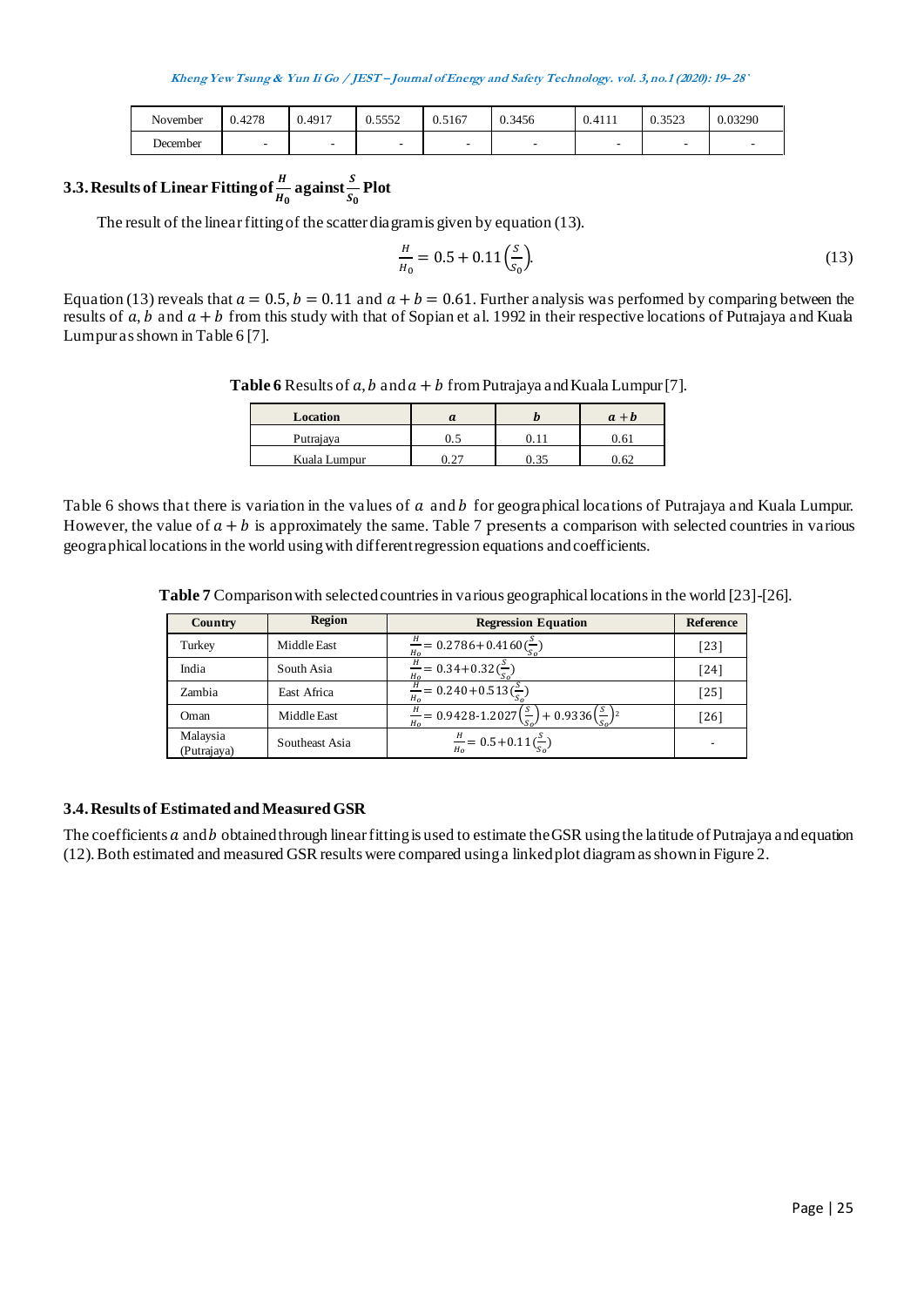| November | 0.4278 | 0.4917 | 0.5552 | 0.5167 | 0.3456 | 0.4111 | 0.3523 | 0.03290 |
|---|---|---|---|---|---|---|---|---|
| December | - | - | - | - | - | - | - | - |

### 3.3. Results of Linear Fitting of $\frac{H}{H_0}$ against $\frac{S}{S_0}$ Plot

The result of the linear fitting of the scatter diagram is given by equation (13).

$$\frac{H}{H_0} = 0.5 + 0.11\left(\frac{S}{S_0}\right). \tag{13}$$

Equation (13) reveals that $a = 0.5$, $b = 0.11$ and $a + b = 0.61$. Further analysis was performed by comparing between the results of $a$, $b$ and $a + b$ from this study with that of Sopian et al. 1992 in their respective locations of Putrajaya and Kuala Lumpur as shown in Table 6 [7].

**Table 6** Results of $a$, $b$ and $a + b$ from Putrajaya and Kuala Lumpur [7].

| Location | $a$ | $b$ | $a+b$ |
|---|---|---|---|
| Putrajaya | 0.5 | 0.11 | 0.61 |
| Kuala Lumpur | 0.27 | 0.35 | 0.62 |

Table 6 shows that there is variation in the values of $a$ and $b$ for geographical locations of Putrajaya and Kuala Lumpur. However, the value of $a + b$ is approximately the same. Table 7 presents a comparison with selected countries in various geographical locations in the world using with different regression equations and coefficients.

**Table 7** Comparison with selected countries in various geographical locations in the world [23]-[26].

| Country | Region | Regression Equation | Reference |
|---|---|---|---|
| Turkey | Middle East | $\frac{H}{H_o} = 0.2786 + 0.4160\left(\frac{S}{S_o}\right)$ | [23] |
| India | South Asia | $\frac{H}{H_o} = 0.34 + 0.32\left(\frac{S}{S_o}\right)$ | [24] |
| Zambia | East Africa | $\frac{H}{H_o} = 0.240 + 0.513\left(\frac{S}{S_o}\right)$ | [25] |
| Oman | Middle East | $\frac{H}{H_o} = 0.9428 - 1.2027\left(\frac{S}{S_o}\right) + 0.9336\left(\frac{S}{S_o}\right)^2$ | [26] |
| Malaysia (Putrajaya) | Southeast Asia | $\frac{H}{H_o} = 0.5 + 0.11\left(\frac{S}{S_o}\right)$ | - |

### 3.4. Results of Estimated and Measured GSR

The coefficients $a$ and $b$ obtained through linear fitting is used to estimate the GSR using the latitude of Putrajaya and equation (12). Both estimated and measured GSR results were compared using a linked plot diagram as shown in Figure 2.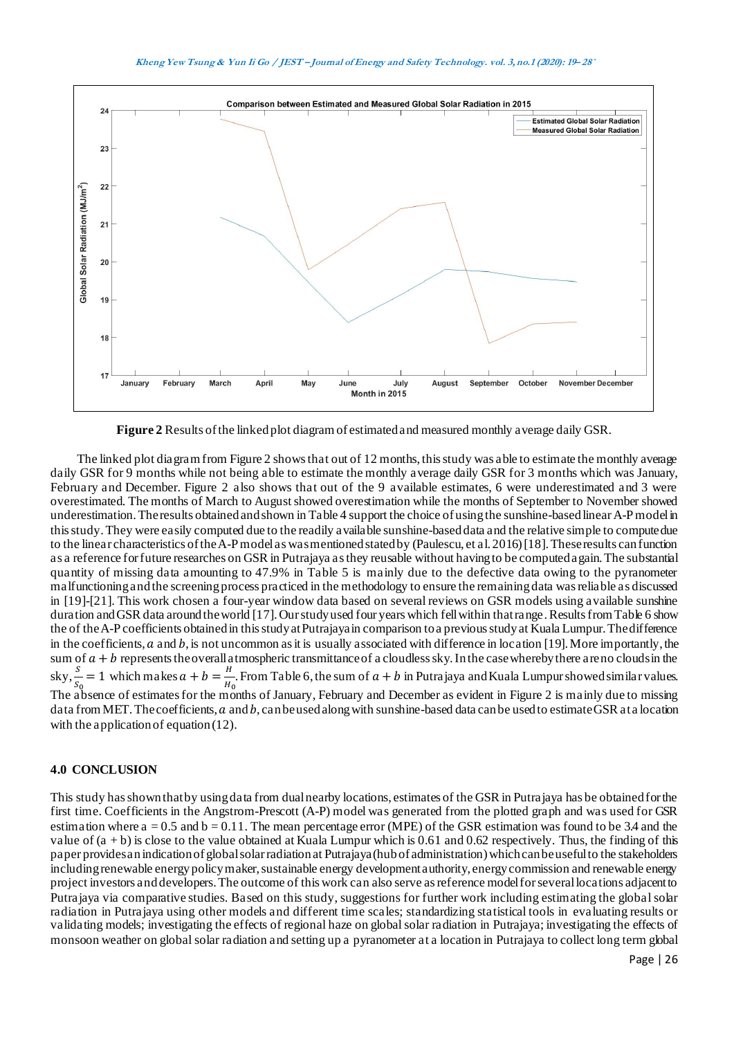**Figure 2** Results of the linked plot diagram of estimated and measured monthly average daily GSR.

The linked plot diagram from Figure 2 shows that out of 12 months, this study was able to estimate the monthly average daily GSR for 9 months while not being able to estimate the monthly average daily GSR for 3 months which was January, February and December. Figure 2 also shows that out of the 9 available estimates, 6 were underestimated and 3 were overestimated. The months of March to August showed overestimation while the months of September to November showed underestimation. The results obtained and shown in Table 4 support the choice of using the sunshine-based linear A-P model in this study. They were easily computed due to the readily available sunshine-based data and the relative simple to compute due to the linear characteristics of the A-P model as was mentioned stated by (Paulescu, et al. 2016) [18]. These results can function as a reference for future researches on GSR in Putrajaya as they reusable without having to be computed again. The substantial quantity of missing data amounting to 47.9% in Table 5 is mainly due to the defective data owing to the pyranometer malfunctioning and the screening process practiced in the methodology to ensure the remaining data was reliable as discussed in [19]-[21]. This work chosen a four-year window data based on several reviews on GSR models using available sunshine duration and GSR data around the world [17]. Our study used four years which fell within that range. Results from Table 6 show the of the A-P coefficients obtained in this study at Putrajaya in comparison to a previous study at Kuala Lumpur. The difference in the coefficients, $a$ and $b$, is not uncommon as it is usually associated with difference in location [19]. More importantly, the sum of $a + b$ represents the overall atmospheric transmittance of a cloudless sky. In the case whereby there are no clouds in the sky, $\frac{S}{S_0} = 1$ which makes $a + b = \frac{H}{H_0}$. From Table 6, the sum of $a + b$ in Putrajaya and Kuala Lumpur showed similar values. The absence of estimates for the months of January, February and December as evident in Figure 2 is mainly due to missing data from MET. The coefficients, $a$ and $b$, can be used along with sunshine-based data can be used to estimate GSR at a location with the application of equation (12).

## 4.0 CONCLUSION

This study has shown that by using data from dual nearby locations, estimates of the GSR in Putrajaya has be obtained for the first time. Coefficients in the Angstrom-Prescott (A-P) model was generated from the plotted graph and was used for GSR estimation where a = 0.5 and b = 0.11. The mean percentage error (MPE) of the GSR estimation was found to be 3.4 and the value of (a + b) is close to the value obtained at Kuala Lumpur which is 0.61 and 0.62 respectively. Thus, the finding of this paper provides an indication of global solar radiation at Putrajaya (hub of administration) which can be useful to the stakeholders including renewable energy policy maker, sustainable energy development authority, energy commission and renewable energy project investors and developers. The outcome of this work can also serve as reference model for several locations adjacent to Putrajaya via comparative studies. Based on this study, suggestions for further work including estimating the global solar radiation in Putrajaya using other models and different time scales; standardizing statistical tools in evaluating results or validating models; investigating the effects of regional haze on global solar radiation in Putrajaya; investigating the effects of monsoon weather on global solar radiation and setting up a pyranometer at a location in Putrajaya to collect long term global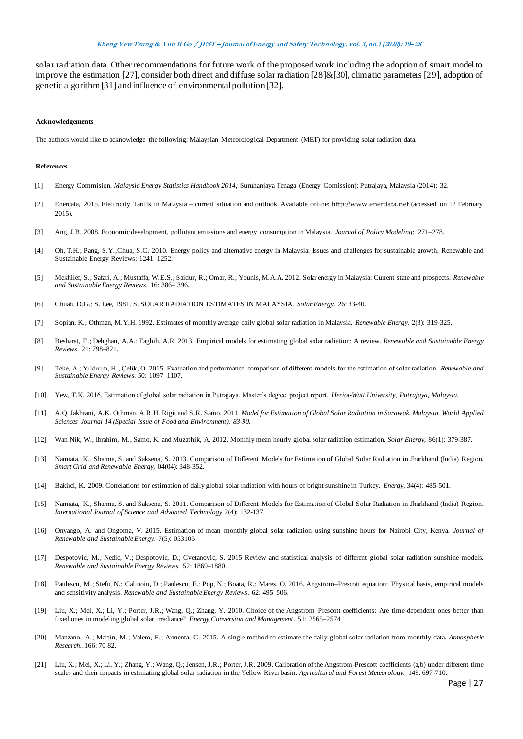solar radiation data. Other recommendations for future work of the proposed work including the adoption of smart model to improve the estimation [27], consider both direct and diffuse solar radiation [28]&[30], climatic parameters [29], adoption of genetic algorithm [31] and influence of environmental pollution [32].

#### Acknowledgements

The authors would like to acknowledge the following: Malaysian Meteorological Department (MET) for providing solar radiation data.

#### References

[1] Energy Commision. *Malaysia Energy Statistics Handbook 2014;* Suruhanjaya Tenaga (Energy Comission): Putrajaya, Malaysia (2014): 32.

[2] Enerdata, 2015. Electricity Tariffs in Malaysia – current situation and outlook. Available online: http://www.enerdata.net (accessed on 12 February 2015).

[3] Ang, J.B. 2008. Economic development, pollutant emissions and energy consumption in Malaysia. *Journal of Policy Modeling*: 271–278.

[4] Oh, T.H.; Pang, S.Y.;Chua, S.C. 2010. Energy policy and alternative energy in Malaysia: Issues and challenges for sustainable growth. Renewable and Sustainable Energy Reviews: 1241–1252.

[5] Mekhilef, S.; Safari, A.; Mustaffa, W.E.S.; Saidur, R.; Omar, R.; Younis, M.A.A. 2012. Solar energy in Malaysia: Current state and prospects. *Renewable and Sustainable Energy Reviews*. 16: 386– 396.

[6] Chuah, D.G.; S. Lee, 1981. S. SOLAR RADIATION ESTIMATES IN MALAYSIA. *Solar Energy.* 26: 33-40.

[7] Sopian, K.; Othman, M.Y.H. 1992. Estimates of monthly average daily global solar radiation in Malaysia. *Renewable Energy.* 2(3): 319-325.

[8] Besharat, F.; Dehghan, A.A.; Faghih, A.R. 2013. Empirical models for estimating global solar radiation: A review. *Renewable and Sustainable Energy Reviews*. 21: 798–821.

[9] Teke, A.; Yıldırım, H.; Çelik, O. 2015. Evaluation and performance comparison of different models for the estimation of solar radiation. *Renewable and Sustainable Energy Reviews*. 50: 1097–1107.

[10] Yew, T.K. 2016. Estimation of global solar radiation in Putrajaya. Master's degree project report. *Heriot-Watt University, Putrajaya, Malaysia.*

[11] A.Q. Jakhrani, A.K. Othman, A.R.H. Rigit and S.R. Samo. 2011. *Model for Estimation of Global Solar Radiation in Sarawak, Malaysia. World Applied Sciences Journal 14 (Special Issue of Food and Environment). 83-90.*

[12] Wan Nik, W., Ibrahim, M., Samo, K. and Muzathik, A. 2012. Monthly mean hourly global solar radiation estimation. *Solar Energy*, 86(1): 379-387.

[13] Namrata, K., Sharma, S. and Saksena, S. 2013. Comparison of Different Models for Estimation of Global Solar Radiation in Jharkhand (India) Region. *Smart Grid and Renewable Energy*, 04(04): 348-352.

[14] Bakirci, K. 2009. Correlations for estimation of daily global solar radiation with hours of bright sunshine in Turkey. *Energy*, 34(4): 485-501.

[15] Namrata, K., Sharma, S. and Saksena, S. 2011. Comparison of Different Models for Estimation of Global Solar Radiation in Jharkhand (India) Region. *International Journal of Science and Advanced Technology* 2(4): 132-137.

[16] Onyango, A. and Ongoma, V. 2015. Estimation of mean monthly global solar radiation using sunshine hours for Nairobi City, Kenya. *Journal of Renewable and Sustainable Energy.* 7(5): 053105

[17] Despotovic, M.; Nedic, V.; Despotovic, D.; Cvetanovic, S. 2015 Review and statistical analysis of different global solar radiation sunshine models. *Renewable and Sustainable Energy Reviews.* 52: 1869–1880.

[18] Paulescu, M.; Stefu, N.; Calinoiu, D.; Paulescu, E.; Pop, N.; Boata, R.; Mares, O. 2016. Angstrom–Prescott equation: Physical basis, empirical models and sensitivity analysis. *Renewable and Sustainable Energy Reviews*. 62: 495–506.

[19] Liu, X.; Mei, X.; Li, Y.; Porter, J.R.; Wang, Q.; Zhang, Y. 2010. Choice of the Angstrom–Prescott coefficients: Are time-dependent ones better than fixed ones in modeling global solar irradiance? *Energy Conversion and Management*. 51: 2565–2574

[20] Manzano, A.; Martín, M.; Valero, F.; Armenta, C. 2015. A single method to estimate the daily global solar radiation from monthly data. *Atmospheric Research.*.166: 70-82.

[21] Liu, X.; Mei, X.; Li, Y.; Zhang, Y.; Wang, Q.; Jensen, J.R.; Porter, J.R. 2009. Calibration of the Angstrom-Prescott coefficients (a,b) under different time scales and their impacts in estimating global solar radiation in the Yellow River basin. *Agricultural and Forest Meteorology.* 149: 697-710.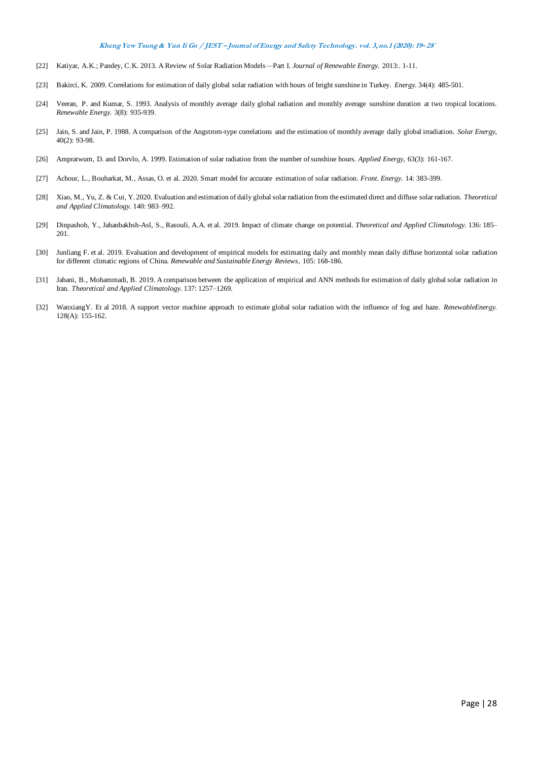[22] Katiyar, A.K.; Pandey, C.K. 2013. A Review of Solar Radiation Models—Part I. *Journal of Renewable Energy.* 2013:. 1-11.

[23] Bakirci, K. 2009. Correlations for estimation of daily global solar radiation with hours of bright sunshine in Turkey. *Energy.* 34(4): 485-501.

[24] Veeran, P. and Kumar, S. 1993. Analysis of monthly average daily global radiation and monthly average sunshine duration at two tropical locations. *Renewable Energy.* 3(8): 935-939.

[25] Jain, S. and Jain, P. 1988. A comparison of the Angstrom-type correlations and the estimation of monthly average daily global irradiation. *Solar Energy,* 40(2): 93-98.

[26] Ampratwum, D. and Dorvlo, A. 1999. Estimation of solar radiation from the number of sunshine hours. *Applied Energy,* 63(3): 161-167.

[27] Achour, L., Bouharkat, M., Assas, O. et al. 2020. Smart model for accurate estimation of solar radiation. *Front. Energy.* 14: 383-399.

[28] Xiao, M., Yu, Z. & Cui, Y. 2020. Evaluation and estimation of daily global solar radiation from the estimated direct and diffuse solar radiation. *Theoretical and Applied Climatology.* 140: 983–992.

[29] Dinpashoh, Y., Jahanbakhsh-Asl, S., Rasouli, A.A. et al. 2019. Impact of climate change on potential. *Theoretical and Applied Climatology.* 136: 185–201.

[30] Junliang F. et al. 2019. Evaluation and development of empirical models for estimating daily and monthly mean daily diffuse horizontal solar radiation for different climatic regions of China. *Renewable and Sustainable Energy Reviews*, 105: 168-186.

[31] Jahani, B., Mohammadi, B. 2019. A comparison between the application of empirical and ANN methods for estimation of daily global solar radiation in Iran. *Theoretical and Applied Climatology.* 137: 1257–1269.

[32] WanxiangY. Et al 2018. A support vector machine approach to estimate global solar radiation with the influence of fog and haze. *RenewableEnergy.* 128(A): 155-162.